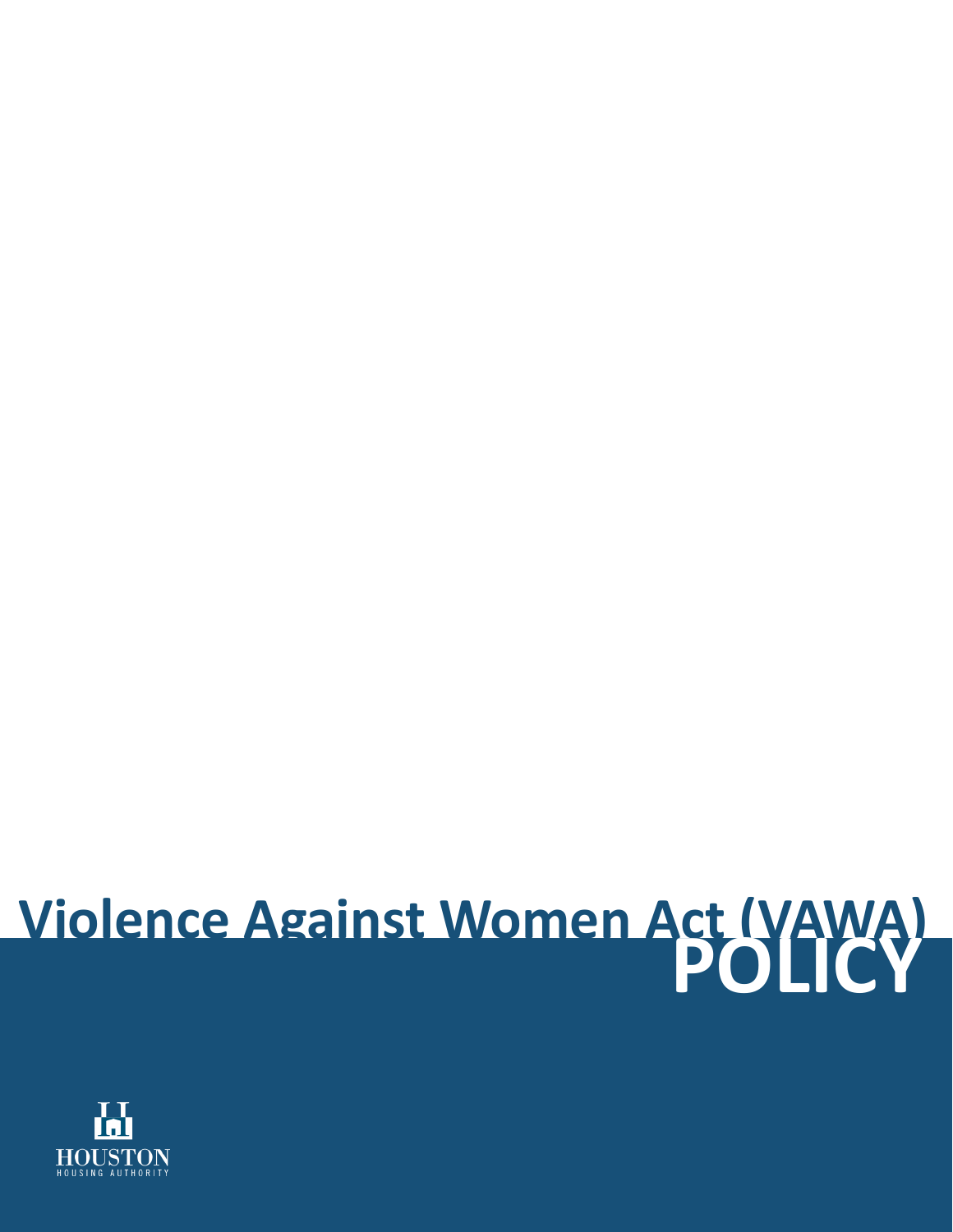# Violence Against Women Act (VAWA) POLICY

HOUSTON
HOUSING AUTHORITY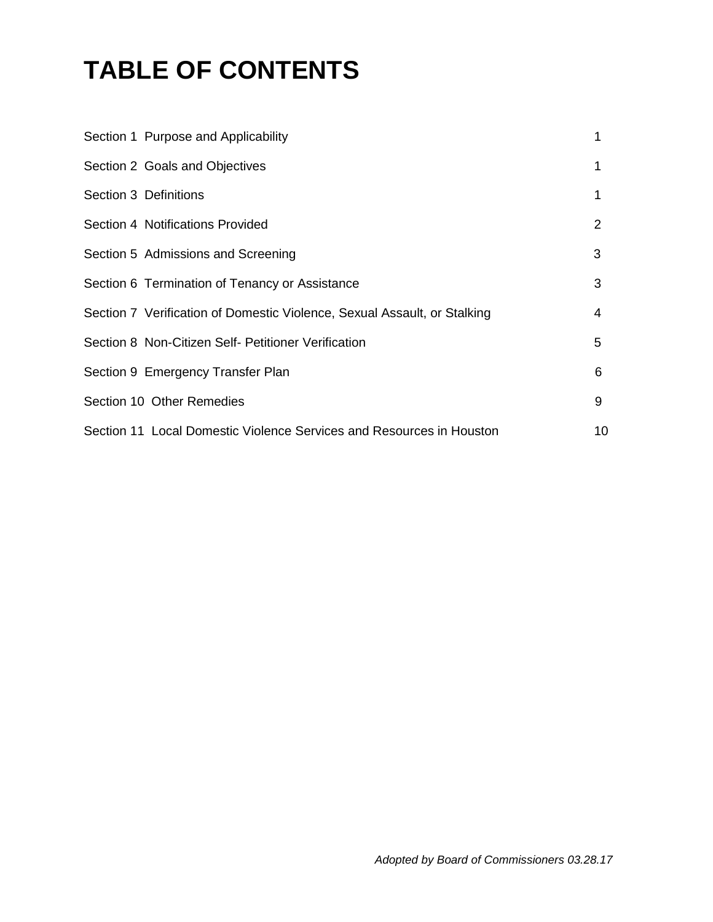# TABLE OF CONTENTS

| | |
|---|---|
| Section 1 Purpose and Applicability | 1 |
| Section 2 Goals and Objectives | 1 |
| Section 3 Definitions | 1 |
| Section 4 Notifications Provided | 2 |
| Section 5 Admissions and Screening | 3 |
| Section 6 Termination of Tenancy or Assistance | 3 |
| Section 7 Verification of Domestic Violence, Sexual Assault, or Stalking | 4 |
| Section 8 Non-Citizen Self- Petitioner Verification | 5 |
| Section 9 Emergency Transfer Plan | 6 |
| Section 10 Other Remedies | 9 |
| Section 11 Local Domestic Violence Services and Resources in Houston | 10 |

*Adopted by Board of Commissioners 03.28.17*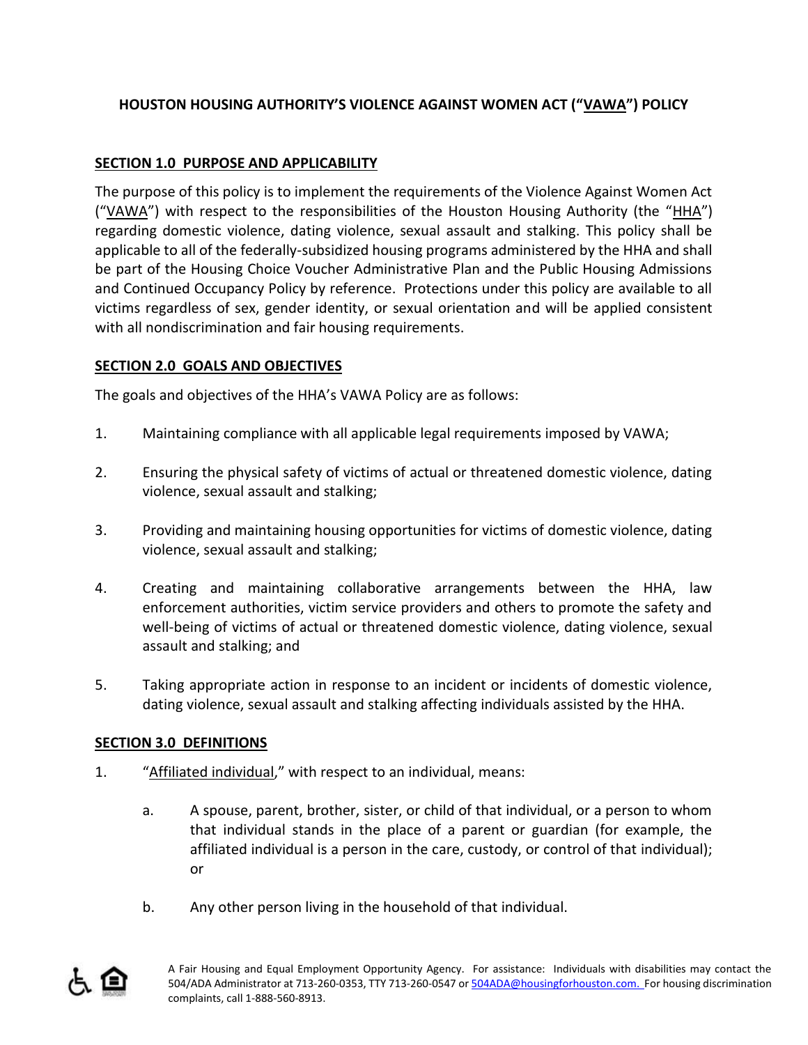# HOUSTON HOUSING AUTHORITY'S VIOLENCE AGAINST WOMEN ACT ("VAWA") POLICY

## SECTION 1.0 PURPOSE AND APPLICABILITY

The purpose of this policy is to implement the requirements of the Violence Against Women Act ("VAWA") with respect to the responsibilities of the Houston Housing Authority (the "HHA") regarding domestic violence, dating violence, sexual assault and stalking. This policy shall be applicable to all of the federally-subsidized housing programs administered by the HHA and shall be part of the Housing Choice Voucher Administrative Plan and the Public Housing Admissions and Continued Occupancy Policy by reference. Protections under this policy are available to all victims regardless of sex, gender identity, or sexual orientation and will be applied consistent with all nondiscrimination and fair housing requirements.

## SECTION 2.0 GOALS AND OBJECTIVES

The goals and objectives of the HHA's VAWA Policy are as follows:

1. Maintaining compliance with all applicable legal requirements imposed by VAWA;

2. Ensuring the physical safety of victims of actual or threatened domestic violence, dating violence, sexual assault and stalking;

3. Providing and maintaining housing opportunities for victims of domestic violence, dating violence, sexual assault and stalking;

4. Creating and maintaining collaborative arrangements between the HHA, law enforcement authorities, victim service providers and others to promote the safety and well-being of victims of actual or threatened domestic violence, dating violence, sexual assault and stalking; and

5. Taking appropriate action in response to an incident or incidents of domestic violence, dating violence, sexual assault and stalking affecting individuals assisted by the HHA.

## SECTION 3.0 DEFINITIONS

1. "Affiliated individual," with respect to an individual, means:

    a. A spouse, parent, brother, sister, or child of that individual, or a person to whom that individual stands in the place of a parent or guardian (for example, the affiliated individual is a person in the care, custody, or control of that individual); or

    b. Any other person living in the household of that individual.

A Fair Housing and Equal Employment Opportunity Agency. For assistance: Individuals with disabilities may contact the 504/ADA Administrator at 713-260-0353, TTY 713-260-0547 or 504ADA@housingforhouston.com. For housing discrimination complaints, call 1-888-560-8913.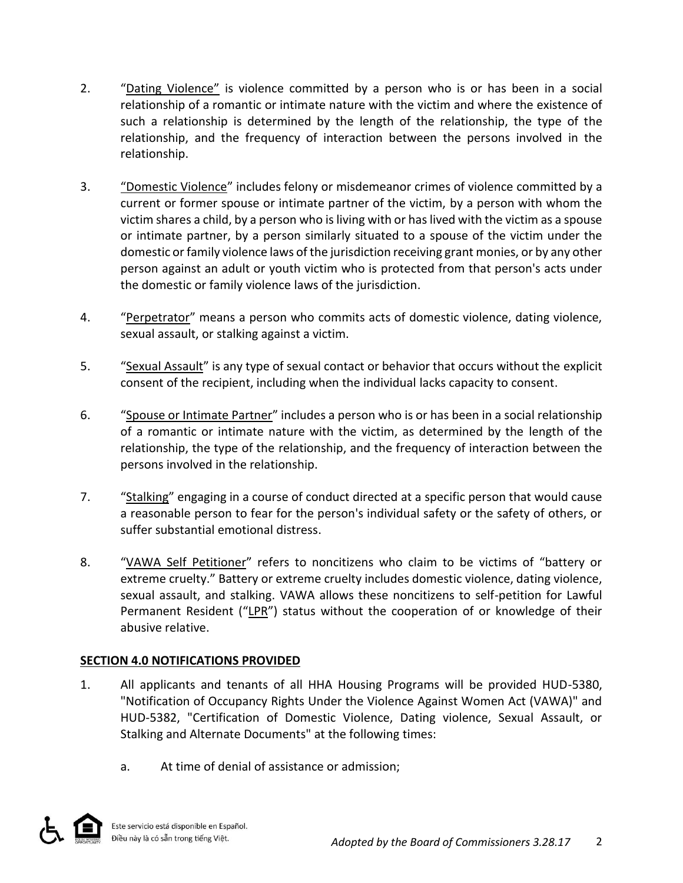2. "Dating Violence" is violence committed by a person who is or has been in a social relationship of a romantic or intimate nature with the victim and where the existence of such a relationship is determined by the length of the relationship, the type of the relationship, and the frequency of interaction between the persons involved in the relationship.

3. "Domestic Violence" includes felony or misdemeanor crimes of violence committed by a current or former spouse or intimate partner of the victim, by a person with whom the victim shares a child, by a person who is living with or has lived with the victim as a spouse or intimate partner, by a person similarly situated to a spouse of the victim under the domestic or family violence laws of the jurisdiction receiving grant monies, or by any other person against an adult or youth victim who is protected from that person's acts under the domestic or family violence laws of the jurisdiction.

4. "Perpetrator" means a person who commits acts of domestic violence, dating violence, sexual assault, or stalking against a victim.

5. "Sexual Assault" is any type of sexual contact or behavior that occurs without the explicit consent of the recipient, including when the individual lacks capacity to consent.

6. "Spouse or Intimate Partner" includes a person who is or has been in a social relationship of a romantic or intimate nature with the victim, as determined by the length of the relationship, the type of the relationship, and the frequency of interaction between the persons involved in the relationship.

7. "Stalking" engaging in a course of conduct directed at a specific person that would cause a reasonable person to fear for the person's individual safety or the safety of others, or suffer substantial emotional distress.

8. "VAWA Self Petitioner" refers to noncitizens who claim to be victims of "battery or extreme cruelty." Battery or extreme cruelty includes domestic violence, dating violence, sexual assault, and stalking. VAWA allows these noncitizens to self-petition for Lawful Permanent Resident ("LPR") status without the cooperation of or knowledge of their abusive relative.

## SECTION 4.0 NOTIFICATIONS PROVIDED

1. All applicants and tenants of all HHA Housing Programs will be provided HUD-5380, "Notification of Occupancy Rights Under the Violence Against Women Act (VAWA)" and HUD-5382, "Certification of Domestic Violence, Dating violence, Sexual Assault, or Stalking and Alternate Documents" at the following times:

   a. At time of denial of assistance or admission;

Este servicio está disponible en Español.
Điều này là có sẵn trong tiếng Việt.

*Adopted by the Board of Commissioners 3.28.17*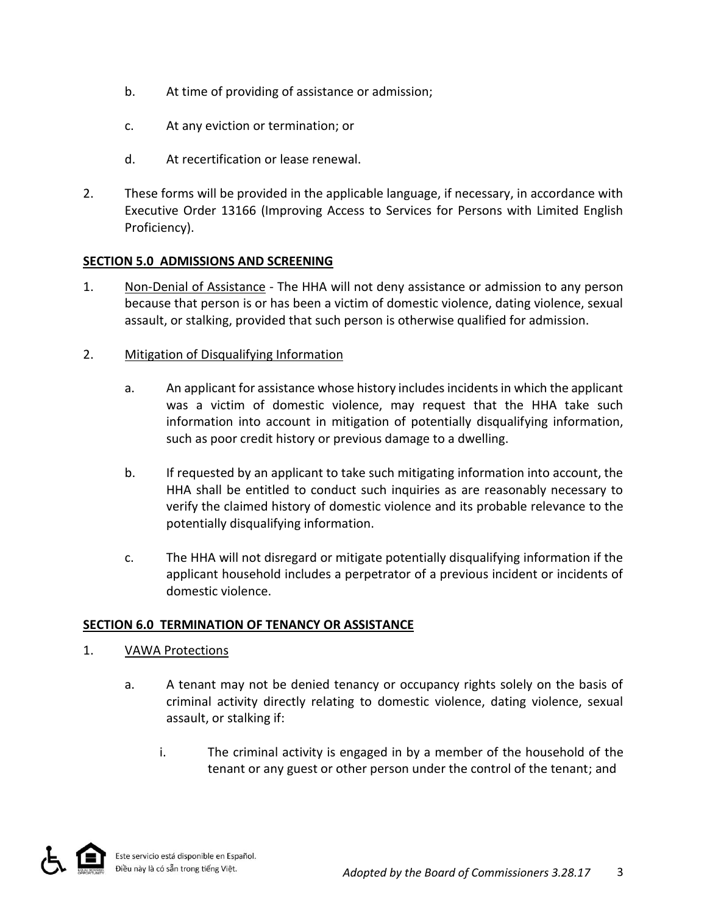b. At time of providing of assistance or admission;

c. At any eviction or termination; or

d. At recertification or lease renewal.

2. These forms will be provided in the applicable language, if necessary, in accordance with Executive Order 13166 (Improving Access to Services for Persons with Limited English Proficiency).

## SECTION 5.0 ADMISSIONS AND SCREENING

1. Non-Denial of Assistance - The HHA will not deny assistance or admission to any person because that person is or has been a victim of domestic violence, dating violence, sexual assault, or stalking, provided that such person is otherwise qualified for admission.

2. Mitigation of Disqualifying Information

   a. An applicant for assistance whose history includes incidents in which the applicant was a victim of domestic violence, may request that the HHA take such information into account in mitigation of potentially disqualifying information, such as poor credit history or previous damage to a dwelling.

   b. If requested by an applicant to take such mitigating information into account, the HHA shall be entitled to conduct such inquiries as are reasonably necessary to verify the claimed history of domestic violence and its probable relevance to the potentially disqualifying information.

   c. The HHA will not disregard or mitigate potentially disqualifying information if the applicant household includes a perpetrator of a previous incident or incidents of domestic violence.

## SECTION 6.0 TERMINATION OF TENANCY OR ASSISTANCE

1. VAWA Protections

   a. A tenant may not be denied tenancy or occupancy rights solely on the basis of criminal activity directly relating to domestic violence, dating violence, sexual assault, or stalking if:

      i. The criminal activity is engaged in by a member of the household of the tenant or any guest or other person under the control of the tenant; and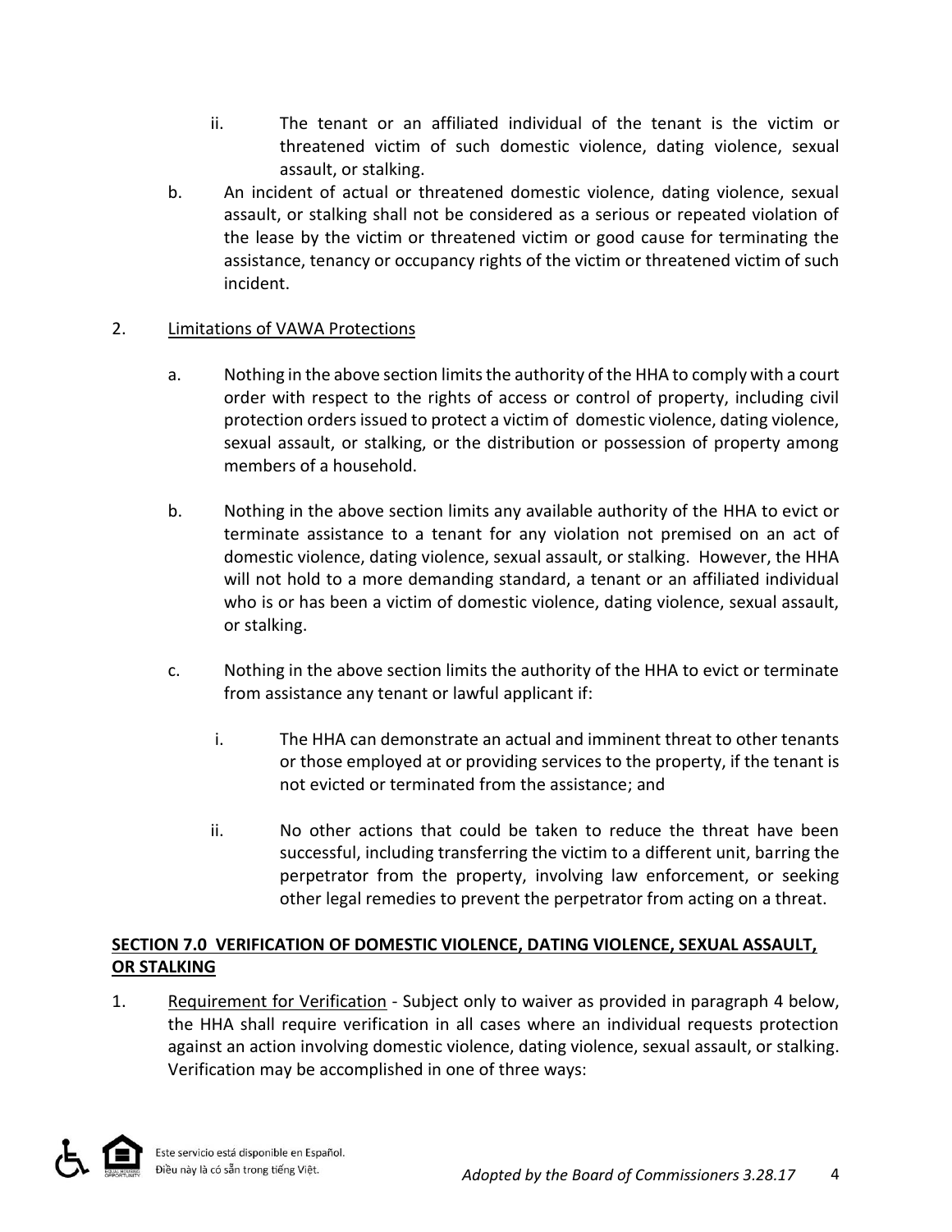ii. The tenant or an affiliated individual of the tenant is the victim or threatened victim of such domestic violence, dating violence, sexual assault, or stalking.

b. An incident of actual or threatened domestic violence, dating violence, sexual assault, or stalking shall not be considered as a serious or repeated violation of the lease by the victim or threatened victim or good cause for terminating the assistance, tenancy or occupancy rights of the victim or threatened victim of such incident.

2. Limitations of VAWA Protections

a. Nothing in the above section limits the authority of the HHA to comply with a court order with respect to the rights of access or control of property, including civil protection orders issued to protect a victim of domestic violence, dating violence, sexual assault, or stalking, or the distribution or possession of property among members of a household.

b. Nothing in the above section limits any available authority of the HHA to evict or terminate assistance to a tenant for any violation not premised on an act of domestic violence, dating violence, sexual assault, or stalking. However, the HHA will not hold to a more demanding standard, a tenant or an affiliated individual who is or has been a victim of domestic violence, dating violence, sexual assault, or stalking.

c. Nothing in the above section limits the authority of the HHA to evict or terminate from assistance any tenant or lawful applicant if:

i. The HHA can demonstrate an actual and imminent threat to other tenants or those employed at or providing services to the property, if the tenant is not evicted or terminated from the assistance; and

ii. No other actions that could be taken to reduce the threat have been successful, including transferring the victim to a different unit, barring the perpetrator from the property, involving law enforcement, or seeking other legal remedies to prevent the perpetrator from acting on a threat.

## SECTION 7.0 VERIFICATION OF DOMESTIC VIOLENCE, DATING VIOLENCE, SEXUAL ASSAULT, OR STALKING

1. Requirement for Verification - Subject only to waiver as provided in paragraph 4 below, the HHA shall require verification in all cases where an individual requests protection against an action involving domestic violence, dating violence, sexual assault, or stalking. Verification may be accomplished in one of three ways: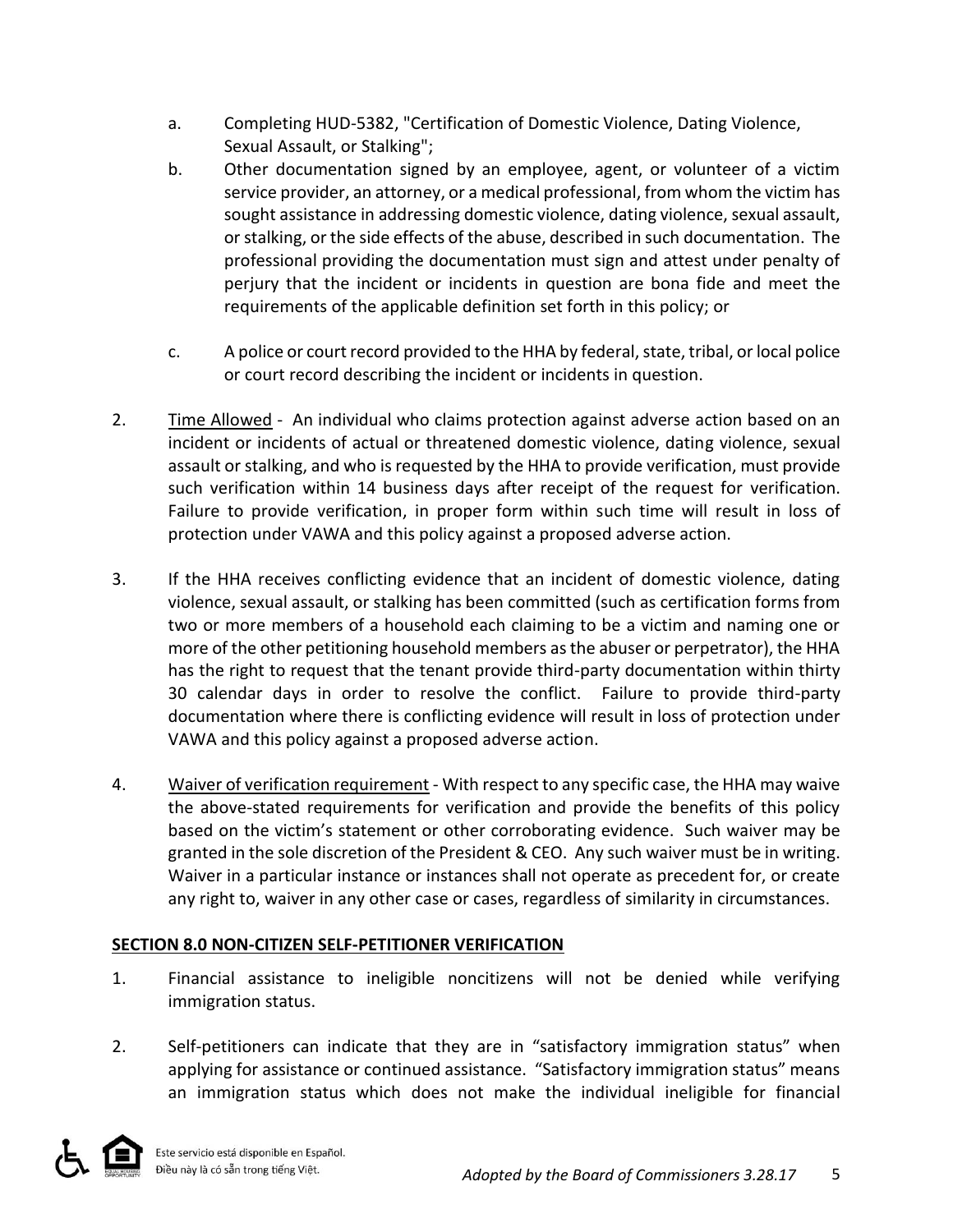a. Completing HUD-5382, "Certification of Domestic Violence, Dating Violence, Sexual Assault, or Stalking";

b. Other documentation signed by an employee, agent, or volunteer of a victim service provider, an attorney, or a medical professional, from whom the victim has sought assistance in addressing domestic violence, dating violence, sexual assault, or stalking, or the side effects of the abuse, described in such documentation. The professional providing the documentation must sign and attest under penalty of perjury that the incident or incidents in question are bona fide and meet the requirements of the applicable definition set forth in this policy; or

c. A police or court record provided to the HHA by federal, state, tribal, or local police or court record describing the incident or incidents in question.

2. Time Allowed - An individual who claims protection against adverse action based on an incident or incidents of actual or threatened domestic violence, dating violence, sexual assault or stalking, and who is requested by the HHA to provide verification, must provide such verification within 14 business days after receipt of the request for verification. Failure to provide verification, in proper form within such time will result in loss of protection under VAWA and this policy against a proposed adverse action.

3. If the HHA receives conflicting evidence that an incident of domestic violence, dating violence, sexual assault, or stalking has been committed (such as certification forms from two or more members of a household each claiming to be a victim and naming one or more of the other petitioning household members as the abuser or perpetrator), the HHA has the right to request that the tenant provide third-party documentation within thirty 30 calendar days in order to resolve the conflict. Failure to provide third-party documentation where there is conflicting evidence will result in loss of protection under VAWA and this policy against a proposed adverse action.

4. Waiver of verification requirement - With respect to any specific case, the HHA may waive the above-stated requirements for verification and provide the benefits of this policy based on the victim's statement or other corroborating evidence. Such waiver may be granted in the sole discretion of the President & CEO. Any such waiver must be in writing. Waiver in a particular instance or instances shall not operate as precedent for, or create any right to, waiver in any other case or cases, regardless of similarity in circumstances.

**SECTION 8.0 NON-CITIZEN SELF-PETITIONER VERIFICATION**

1. Financial assistance to ineligible noncitizens will not be denied while verifying immigration status.

2. Self-petitioners can indicate that they are in "satisfactory immigration status" when applying for assistance or continued assistance. "Satisfactory immigration status" means an immigration status which does not make the individual ineligible for financial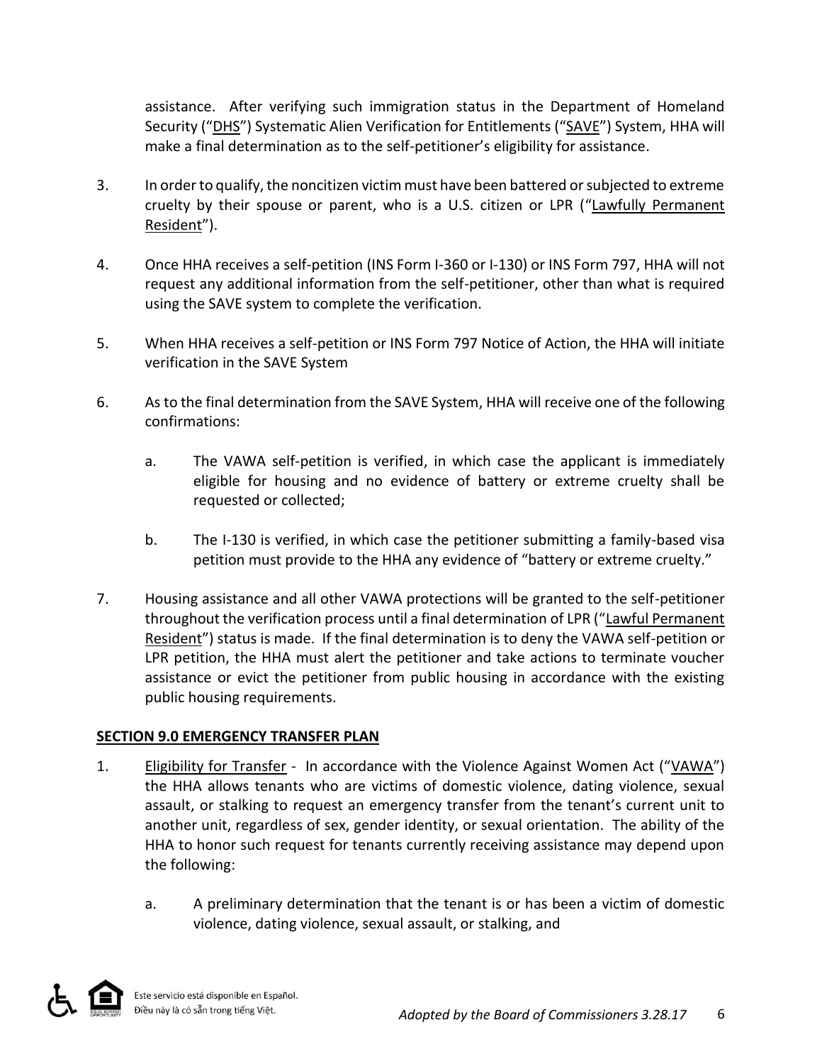assistance. After verifying such immigration status in the Department of Homeland Security ("DHS") Systematic Alien Verification for Entitlements ("SAVE") System, HHA will make a final determination as to the self-petitioner's eligibility for assistance.

3. In order to qualify, the noncitizen victim must have been battered or subjected to extreme cruelty by their spouse or parent, who is a U.S. citizen or LPR ("Lawfully Permanent Resident").

4. Once HHA receives a self-petition (INS Form I-360 or I-130) or INS Form 797, HHA will not request any additional information from the self-petitioner, other than what is required using the SAVE system to complete the verification.

5. When HHA receives a self-petition or INS Form 797 Notice of Action, the HHA will initiate verification in the SAVE System

6. As to the final determination from the SAVE System, HHA will receive one of the following confirmations:

   a. The VAWA self-petition is verified, in which case the applicant is immediately eligible for housing and no evidence of battery or extreme cruelty shall be requested or collected;

   b. The I-130 is verified, in which case the petitioner submitting a family-based visa petition must provide to the HHA any evidence of "battery or extreme cruelty."

7. Housing assistance and all other VAWA protections will be granted to the self-petitioner throughout the verification process until a final determination of LPR ("Lawful Permanent Resident") status is made. If the final determination is to deny the VAWA self-petition or LPR petition, the HHA must alert the petitioner and take actions to terminate voucher assistance or evict the petitioner from public housing in accordance with the existing public housing requirements.

## SECTION 9.0 EMERGENCY TRANSFER PLAN

1. Eligibility for Transfer - In accordance with the Violence Against Women Act ("VAWA") the HHA allows tenants who are victims of domestic violence, dating violence, sexual assault, or stalking to request an emergency transfer from the tenant's current unit to another unit, regardless of sex, gender identity, or sexual orientation. The ability of the HHA to honor such request for tenants currently receiving assistance may depend upon the following:

   a. A preliminary determination that the tenant is or has been a victim of domestic violence, dating violence, sexual assault, or stalking, and

Este servicio está disponible en Español.
Điều này là có sẵn trong tiếng Việt.

*Adopted by the Board of Commissioners 3.28.17*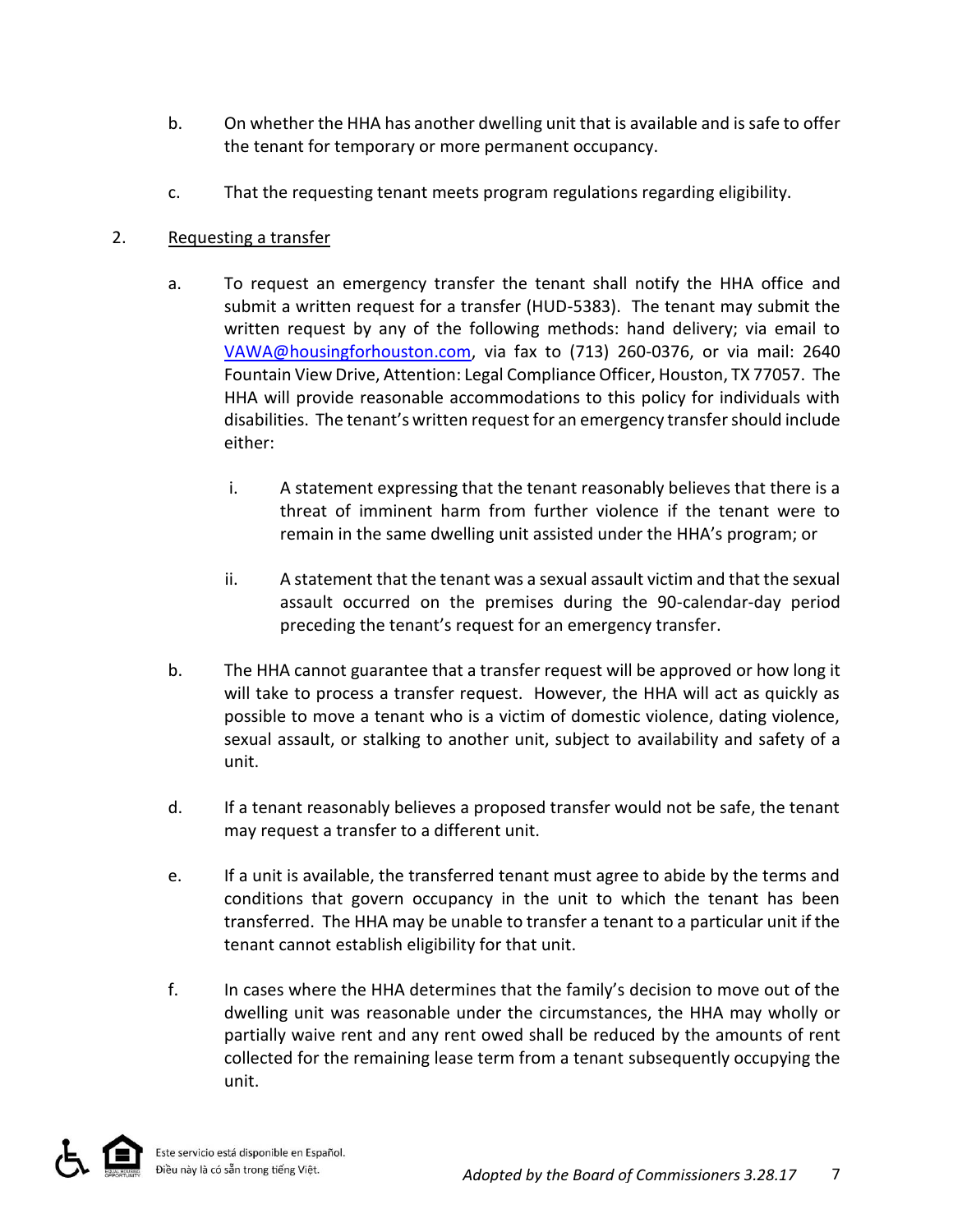b. On whether the HHA has another dwelling unit that is available and is safe to offer the tenant for temporary or more permanent occupancy.

c. That the requesting tenant meets program regulations regarding eligibility.

2. <u>Requesting a transfer</u>

   a. To request an emergency transfer the tenant shall notify the HHA office and submit a written request for a transfer (HUD-5383). The tenant may submit the written request by any of the following methods: hand delivery; via email to VAWA@housingforhouston.com, via fax to (713) 260-0376, or via mail: 2640 Fountain View Drive, Attention: Legal Compliance Officer, Houston, TX 77057. The HHA will provide reasonable accommodations to this policy for individuals with disabilities. The tenant's written request for an emergency transfer should include either:

      i. A statement expressing that the tenant reasonably believes that there is a threat of imminent harm from further violence if the tenant were to remain in the same dwelling unit assisted under the HHA's program; or

      ii. A statement that the tenant was a sexual assault victim and that the sexual assault occurred on the premises during the 90-calendar-day period preceding the tenant's request for an emergency transfer.

   b. The HHA cannot guarantee that a transfer request will be approved or how long it will take to process a transfer request. However, the HHA will act as quickly as possible to move a tenant who is a victim of domestic violence, dating violence, sexual assault, or stalking to another unit, subject to availability and safety of a unit.

   d. If a tenant reasonably believes a proposed transfer would not be safe, the tenant may request a transfer to a different unit.

   e. If a unit is available, the transferred tenant must agree to abide by the terms and conditions that govern occupancy in the unit to which the tenant has been transferred. The HHA may be unable to transfer a tenant to a particular unit if the tenant cannot establish eligibility for that unit.

   f. In cases where the HHA determines that the family's decision to move out of the dwelling unit was reasonable under the circumstances, the HHA may wholly or partially waive rent and any rent owed shall be reduced by the amounts of rent collected for the remaining lease term from a tenant subsequently occupying the unit.

Este servicio está disponible en Español.
Điều này là có sẵn trong tiếng Việt.

*Adopted by the Board of Commissioners 3.28.17*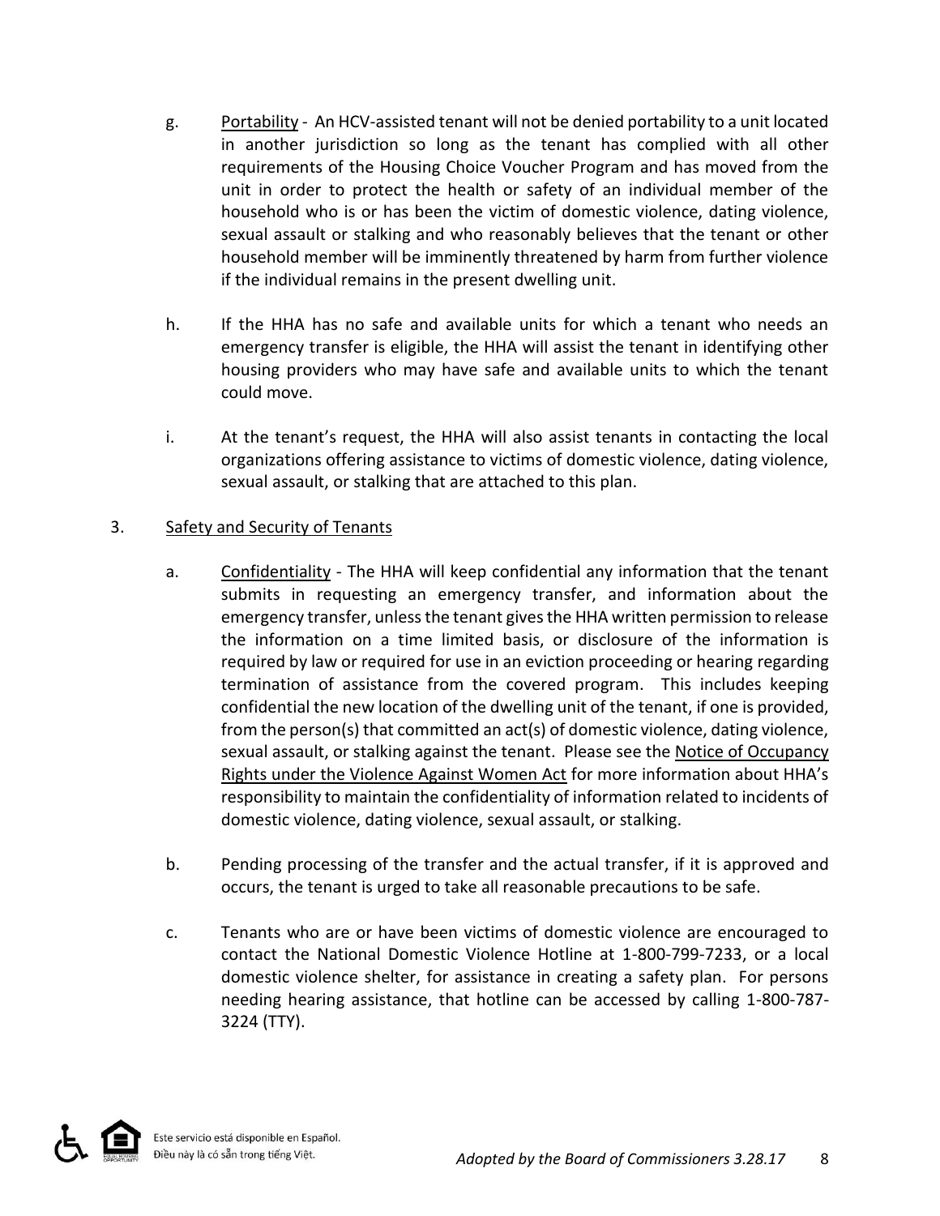g. Portability - An HCV-assisted tenant will not be denied portability to a unit located in another jurisdiction so long as the tenant has complied with all other requirements of the Housing Choice Voucher Program and has moved from the unit in order to protect the health or safety of an individual member of the household who is or has been the victim of domestic violence, dating violence, sexual assault or stalking and who reasonably believes that the tenant or other household member will be imminently threatened by harm from further violence if the individual remains in the present dwelling unit.

h. If the HHA has no safe and available units for which a tenant who needs an emergency transfer is eligible, the HHA will assist the tenant in identifying other housing providers who may have safe and available units to which the tenant could move.

i. At the tenant's request, the HHA will also assist tenants in contacting the local organizations offering assistance to victims of domestic violence, dating violence, sexual assault, or stalking that are attached to this plan.

3. Safety and Security of Tenants

a. Confidentiality - The HHA will keep confidential any information that the tenant submits in requesting an emergency transfer, and information about the emergency transfer, unless the tenant gives the HHA written permission to release the information on a time limited basis, or disclosure of the information is required by law or required for use in an eviction proceeding or hearing regarding termination of assistance from the covered program. This includes keeping confidential the new location of the dwelling unit of the tenant, if one is provided, from the person(s) that committed an act(s) of domestic violence, dating violence, sexual assault, or stalking against the tenant. Please see the Notice of Occupancy Rights under the Violence Against Women Act for more information about HHA's responsibility to maintain the confidentiality of information related to incidents of domestic violence, dating violence, sexual assault, or stalking.

b. Pending processing of the transfer and the actual transfer, if it is approved and occurs, the tenant is urged to take all reasonable precautions to be safe.

c. Tenants who are or have been victims of domestic violence are encouraged to contact the National Domestic Violence Hotline at 1-800-799-7233, or a local domestic violence shelter, for assistance in creating a safety plan. For persons needing hearing assistance, that hotline can be accessed by calling 1-800-787-3224 (TTY).

Este servicio está disponible en Español.
Điều này là có sẵn trong tiếng Việt.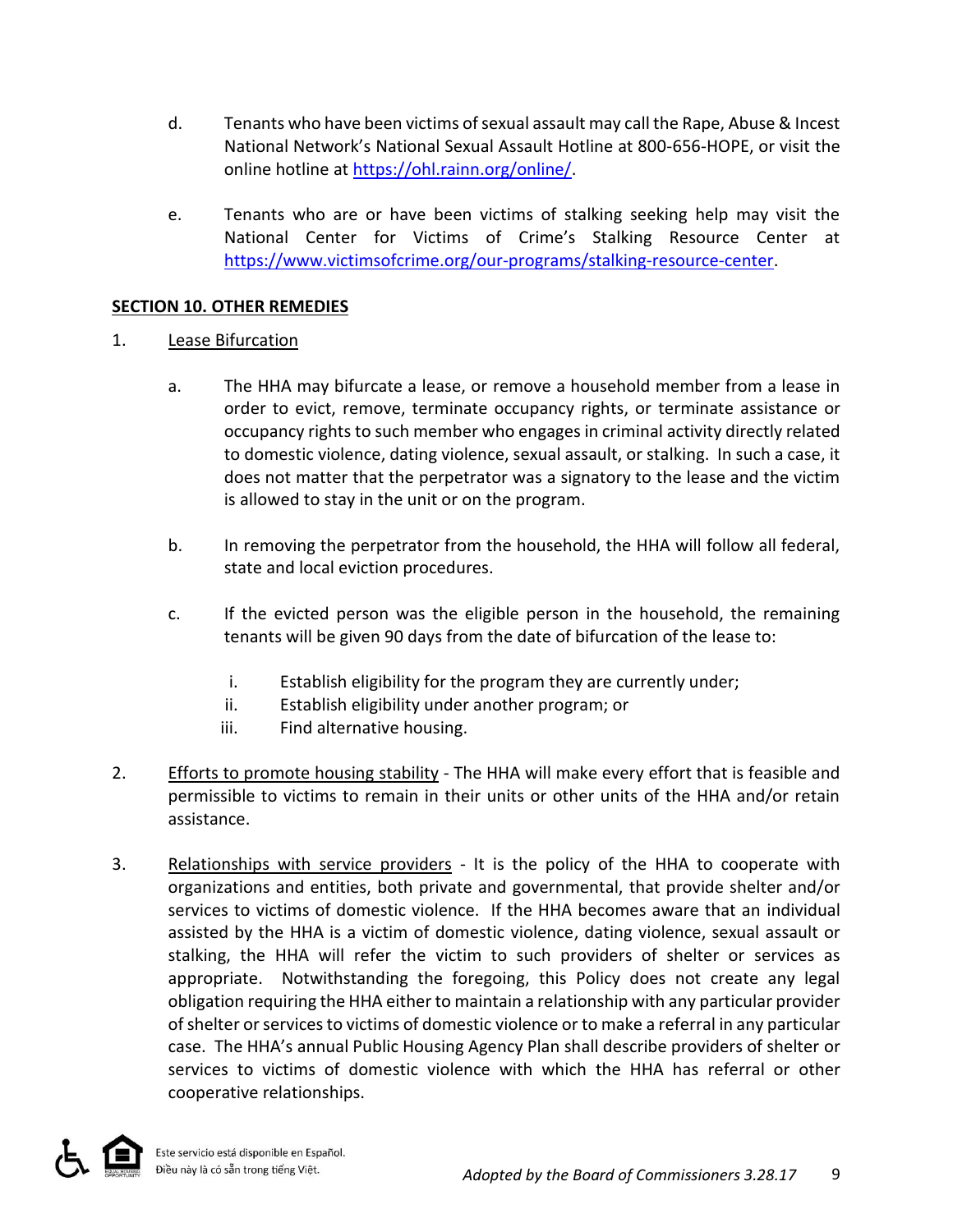d. Tenants who have been victims of sexual assault may call the Rape, Abuse & Incest National Network's National Sexual Assault Hotline at 800-656-HOPE, or visit the online hotline at [https://ohl.rainn.org/online/](https://ohl.rainn.org/online/).

e. Tenants who are or have been victims of stalking seeking help may visit the National Center for Victims of Crime's Stalking Resource Center at [https://www.victimsofcrime.org/our-programs/stalking-resource-center](https://www.victimsofcrime.org/our-programs/stalking-resource-center).

## SECTION 10. OTHER REMEDIES

1. Lease Bifurcation

   a. The HHA may bifurcate a lease, or remove a household member from a lease in order to evict, remove, terminate occupancy rights, or terminate assistance or occupancy rights to such member who engages in criminal activity directly related to domestic violence, dating violence, sexual assault, or stalking. In such a case, it does not matter that the perpetrator was a signatory to the lease and the victim is allowed to stay in the unit or on the program.

   b. In removing the perpetrator from the household, the HHA will follow all federal, state and local eviction procedures.

   c. If the evicted person was the eligible person in the household, the remaining tenants will be given 90 days from the date of bifurcation of the lease to:

      i. Establish eligibility for the program they are currently under;
      ii. Establish eligibility under another program; or
      iii. Find alternative housing.

2. Efforts to promote housing stability - The HHA will make every effort that is feasible and permissible to victims to remain in their units or other units of the HHA and/or retain assistance.

3. Relationships with service providers - It is the policy of the HHA to cooperate with organizations and entities, both private and governmental, that provide shelter and/or services to victims of domestic violence. If the HHA becomes aware that an individual assisted by the HHA is a victim of domestic violence, dating violence, sexual assault or stalking, the HHA will refer the victim to such providers of shelter or services as appropriate. Notwithstanding the foregoing, this Policy does not create any legal obligation requiring the HHA either to maintain a relationship with any particular provider of shelter or services to victims of domestic violence or to make a referral in any particular case. The HHA's annual Public Housing Agency Plan shall describe providers of shelter or services to victims of domestic violence with which the HHA has referral or other cooperative relationships.

Este servicio está disponible en Español.
Điều này là có sẵn trong tiếng Việt.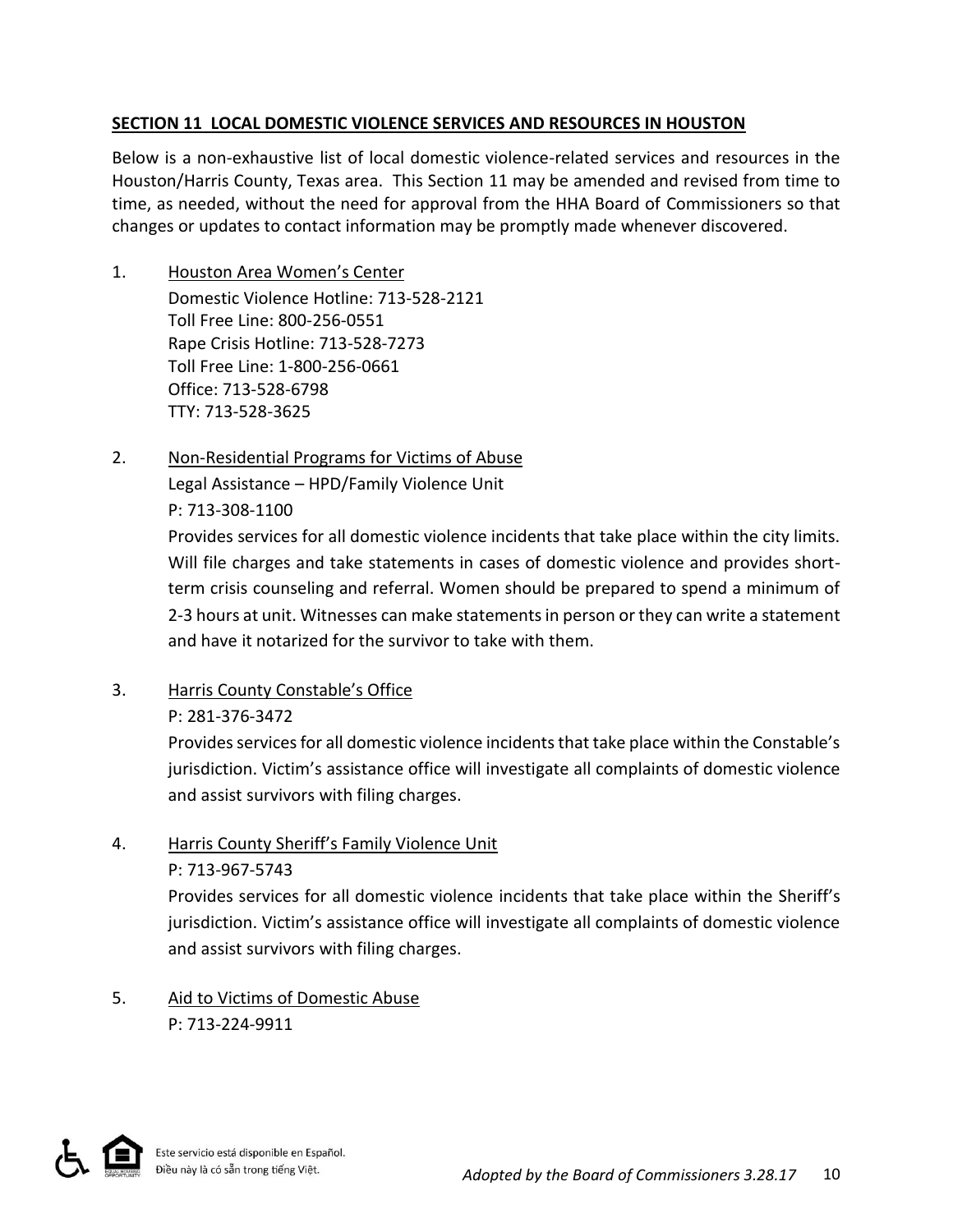## SECTION 11 LOCAL DOMESTIC VIOLENCE SERVICES AND RESOURCES IN HOUSTON

Below is a non-exhaustive list of local domestic violence-related services and resources in the Houston/Harris County, Texas area. This Section 11 may be amended and revised from time to time, as needed, without the need for approval from the HHA Board of Commissioners so that changes or updates to contact information may be promptly made whenever discovered.

1. Houston Area Women's Center
   Domestic Violence Hotline: 713-528-2121
   Toll Free Line: 800-256-0551
   Rape Crisis Hotline: 713-528-7273
   Toll Free Line: 1-800-256-0661
   Office: 713-528-6798
   TTY: 713-528-3625

2. Non-Residential Programs for Victims of Abuse
   Legal Assistance – HPD/Family Violence Unit
   P: 713-308-1100
   Provides services for all domestic violence incidents that take place within the city limits. Will file charges and take statements in cases of domestic violence and provides short-term crisis counseling and referral. Women should be prepared to spend a minimum of 2-3 hours at unit. Witnesses can make statements in person or they can write a statement and have it notarized for the survivor to take with them.

3. Harris County Constable's Office
   P: 281-376-3472
   Provides services for all domestic violence incidents that take place within the Constable's jurisdiction. Victim's assistance office will investigate all complaints of domestic violence and assist survivors with filing charges.

4. Harris County Sheriff's Family Violence Unit
   P: 713-967-5743
   Provides services for all domestic violence incidents that take place within the Sheriff's jurisdiction. Victim's assistance office will investigate all complaints of domestic violence and assist survivors with filing charges.

5. Aid to Victims of Domestic Abuse
   P: 713-224-9911

Este servicio está disponible en Español.
Điều này là có sẵn trong tiếng Việt.

*Adopted by the Board of Commissioners 3.28.17*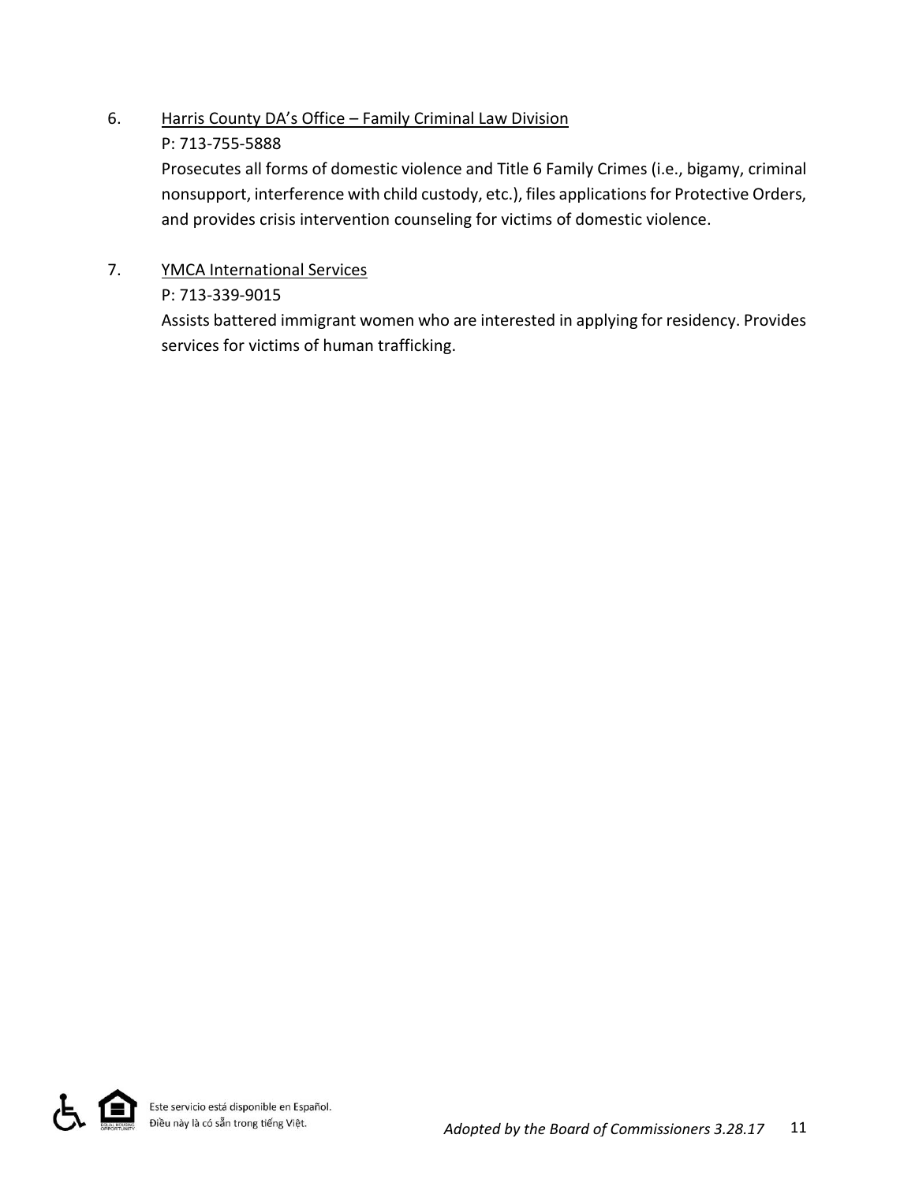6. Harris County DA's Office – Family Criminal Law Division
   P: 713-755-5888
   Prosecutes all forms of domestic violence and Title 6 Family Crimes (i.e., bigamy, criminal nonsupport, interference with child custody, etc.), files applications for Protective Orders, and provides crisis intervention counseling for victims of domestic violence.

7. YMCA International Services
   P: 713-339-9015
   Assists battered immigrant women who are interested in applying for residency. Provides services for victims of human trafficking.

Este servicio está disponible en Español.
Điều này là có sẵn trong tiếng Việt.

*Adopted by the Board of Commissioners 3.28.17*